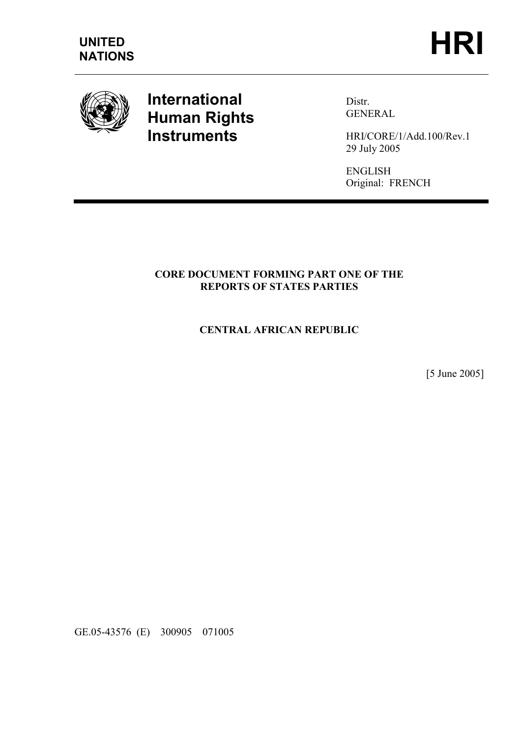**UNITED NATIONS**

**HRI**

# International Human Rights Instruments

Distr.
GENERAL

HRI/CORE/1/Add.100/Rev.1
29 July 2005

ENGLISH
Original: FRENCH

**CORE DOCUMENT FORMING PART ONE OF THE REPORTS OF STATES PARTIES**

**CENTRAL AFRICAN REPUBLIC**

[5 June 2005]

GE.05-43576 (E) 300905 071005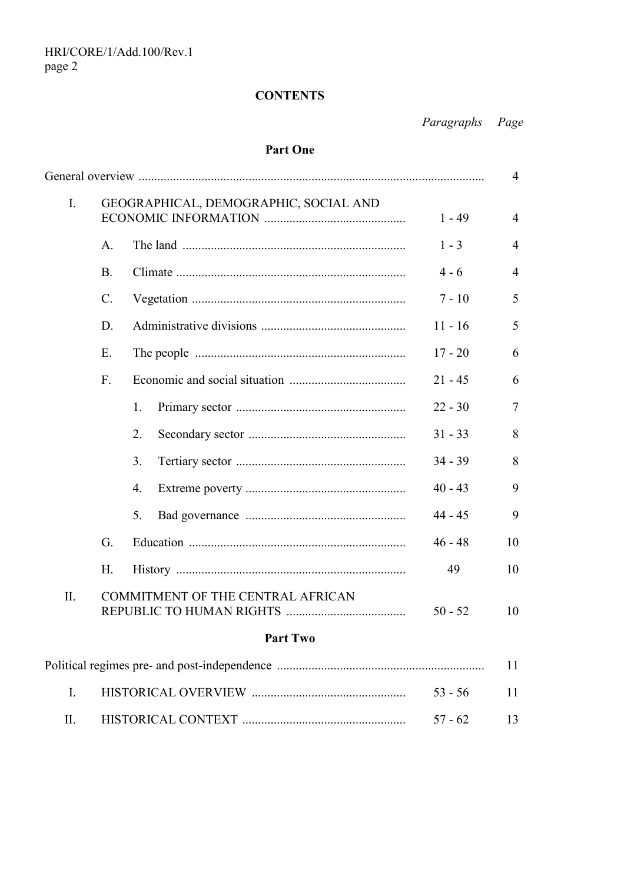**CONTENTS**

| | | | *Paragraphs* | *Page* |
|---|---|---|---|---|
| **Part One** | | | | |
| General overview | | | | 4 |
| I. | GEOGRAPHICAL, DEMOGRAPHIC, SOCIAL AND ECONOMIC INFORMATION | | 1 - 49 | 4 |
| | A. | The land | 1 - 3 | 4 |
| | B. | Climate | 4 - 6 | 4 |
| | C. | Vegetation | 7 - 10 | 5 |
| | D. | Administrative divisions | 11 - 16 | 5 |
| | E. | The people | 17 - 20 | 6 |
| | F. | Economic and social situation | 21 - 45 | 6 |
| | | 1. Primary sector | 22 - 30 | 7 |
| | | 2. Secondary sector | 31 - 33 | 8 |
| | | 3. Tertiary sector | 34 - 39 | 8 |
| | | 4. Extreme poverty | 40 - 43 | 9 |
| | | 5. Bad governance | 44 - 45 | 9 |
| | G. | Education | 46 - 48 | 10 |
| | H. | History | 49 | 10 |
| II. | COMMITMENT OF THE CENTRAL AFRICAN REPUBLIC TO HUMAN RIGHTS | | 50 - 52 | 10 |
| **Part Two** | | | | |
| Political regimes pre- and post-independence | | | | 11 |
| I. | HISTORICAL OVERVIEW | | 53 - 56 | 11 |
| II. | HISTORICAL CONTEXT | | 57 - 62 | 13 |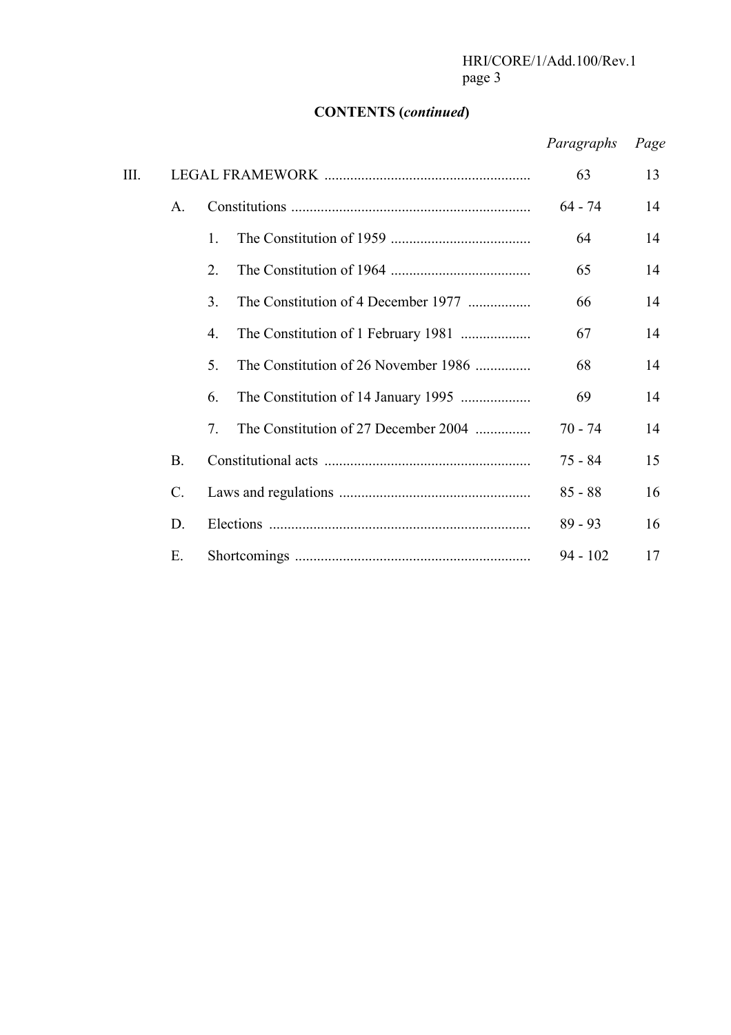**CONTENTS (*continued*)**

| | | | | *Paragraphs* | *Page* |
|---|---|---|---|---|---|
| III. | LEGAL FRAMEWORK | | | 63 | 13 |
| | A. | Constitutions | | 64 - 74 | 14 |
| | | 1. | The Constitution of 1959 | 64 | 14 |
| | | 2. | The Constitution of 1964 | 65 | 14 |
| | | 3. | The Constitution of 4 December 1977 | 66 | 14 |
| | | 4. | The Constitution of 1 February 1981 | 67 | 14 |
| | | 5. | The Constitution of 26 November 1986 | 68 | 14 |
| | | 6. | The Constitution of 14 January 1995 | 69 | 14 |
| | | 7. | The Constitution of 27 December 2004 | 70 - 74 | 14 |
| | B. | Constitutional acts | | 75 - 84 | 15 |
| | C. | Laws and regulations | | 85 - 88 | 16 |
| | D. | Elections | | 89 - 93 | 16 |
| | E. | Shortcomings | | 94 - 102 | 17 |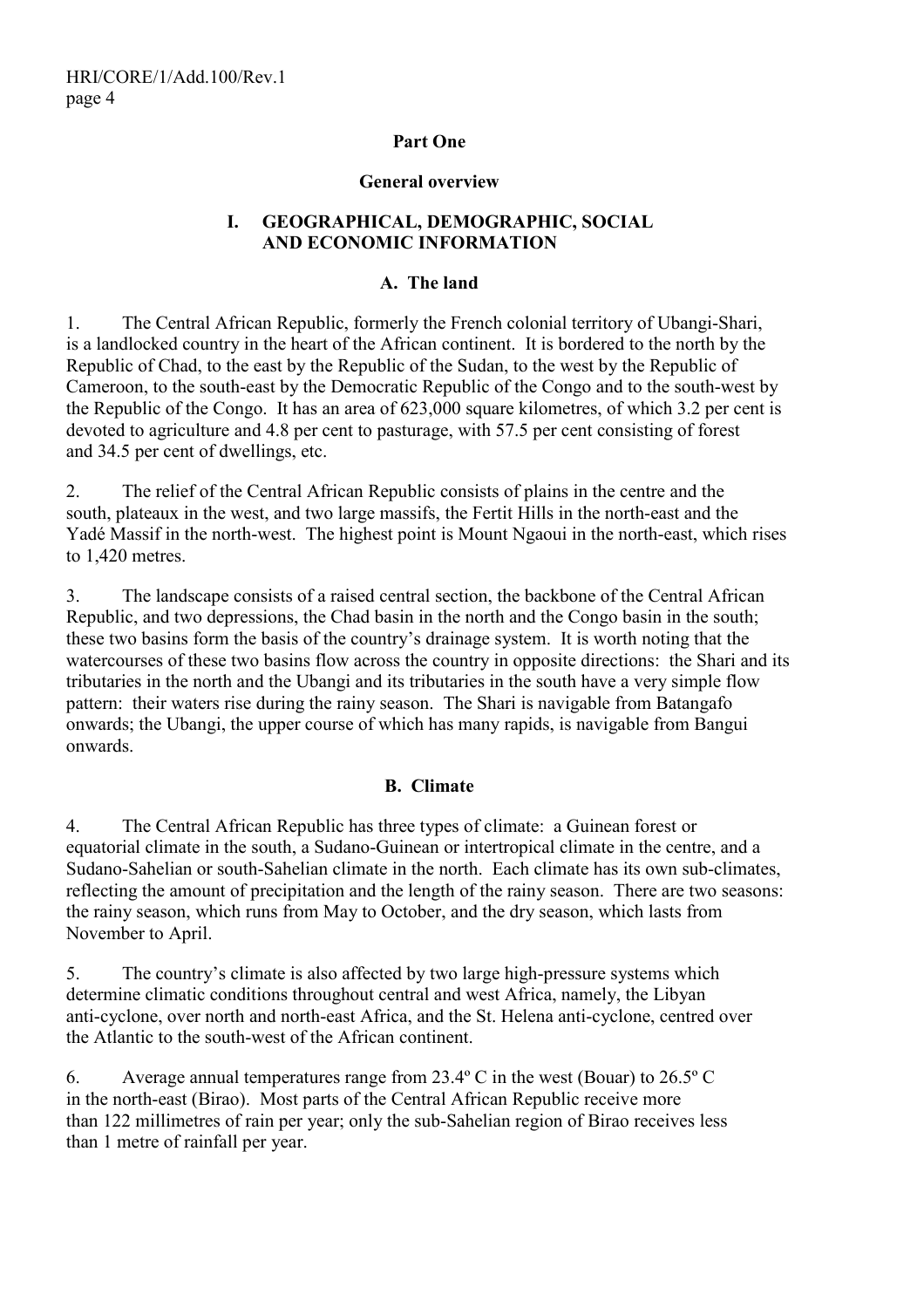# Part One

## General overview

### I. GEOGRAPHICAL, DEMOGRAPHIC, SOCIAL AND ECONOMIC INFORMATION

#### A. The land

1. The Central African Republic, formerly the French colonial territory of Ubangi-Shari, is a landlocked country in the heart of the African continent. It is bordered to the north by the Republic of Chad, to the east by the Republic of the Sudan, to the west by the Republic of Cameroon, to the south-east by the Democratic Republic of the Congo and to the south-west by the Republic of the Congo. It has an area of 623,000 square kilometres, of which 3.2 per cent is devoted to agriculture and 4.8 per cent to pasturage, with 57.5 per cent consisting of forest and 34.5 per cent of dwellings, etc.

2. The relief of the Central African Republic consists of plains in the centre and the south, plateaux in the west, and two large massifs, the Fertit Hills in the north-east and the Yadé Massif in the north-west. The highest point is Mount Ngaoui in the north-east, which rises to 1,420 metres.

3. The landscape consists of a raised central section, the backbone of the Central African Republic, and two depressions, the Chad basin in the north and the Congo basin in the south; these two basins form the basis of the country's drainage system. It is worth noting that the watercourses of these two basins flow across the country in opposite directions: the Shari and its tributaries in the north and the Ubangi and its tributaries in the south have a very simple flow pattern: their waters rise during the rainy season. The Shari is navigable from Batangafo onwards; the Ubangi, the upper course of which has many rapids, is navigable from Bangui onwards.

#### B. Climate

4. The Central African Republic has three types of climate: a Guinean forest or equatorial climate in the south, a Sudano-Guinean or intertropical climate in the centre, and a Sudano-Sahelian or south-Sahelian climate in the north. Each climate has its own sub-climates, reflecting the amount of precipitation and the length of the rainy season. There are two seasons: the rainy season, which runs from May to October, and the dry season, which lasts from November to April.

5. The country's climate is also affected by two large high-pressure systems which determine climatic conditions throughout central and west Africa, namely, the Libyan anti-cyclone, over north and north-east Africa, and the St. Helena anti-cyclone, centred over the Atlantic to the south-west of the African continent.

6. Average annual temperatures range from 23.4º C in the west (Bouar) to 26.5º C in the north-east (Birao). Most parts of the Central African Republic receive more than 122 millimetres of rain per year; only the sub-Sahelian region of Birao receives less than 1 metre of rainfall per year.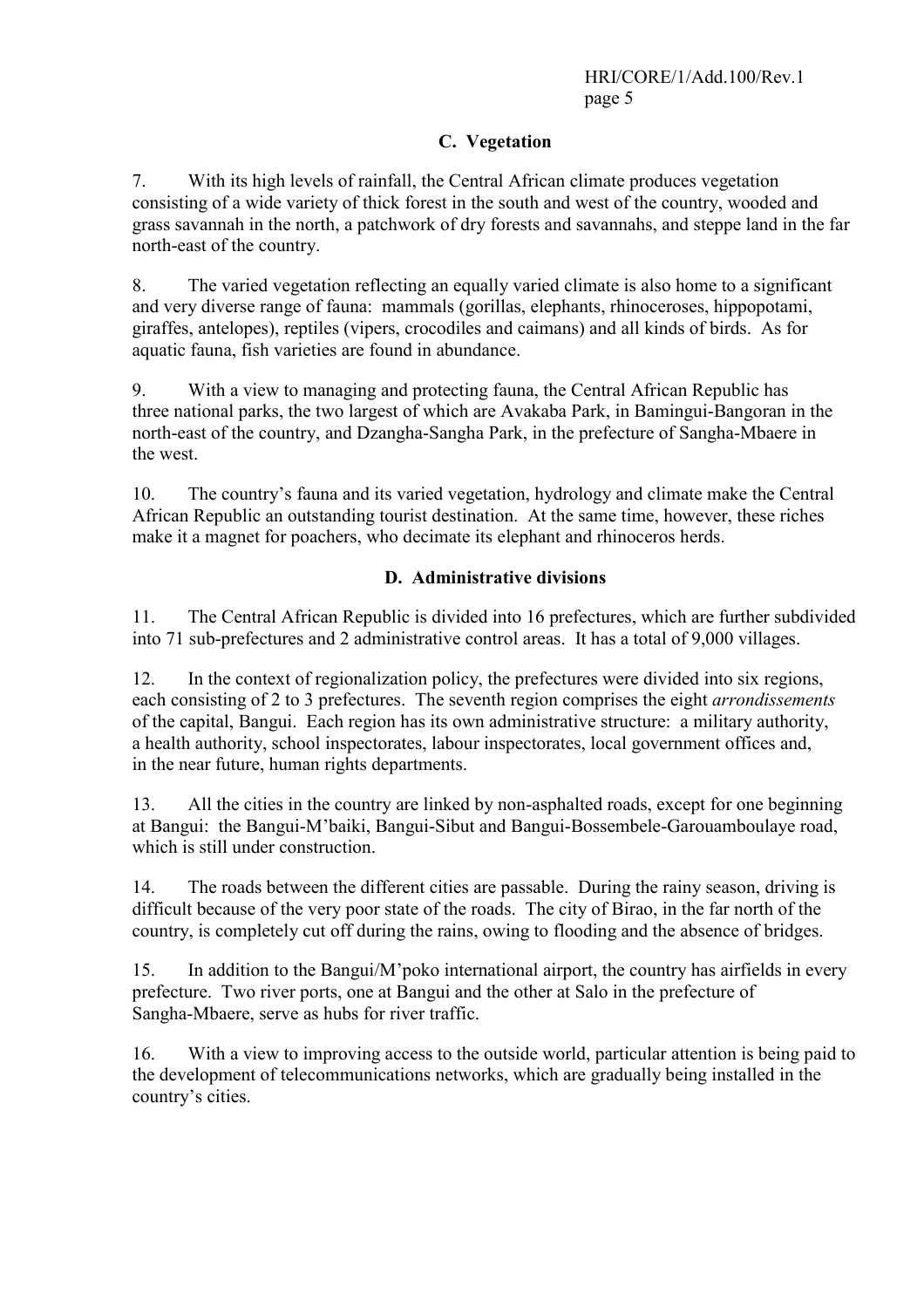### C. Vegetation

7. With its high levels of rainfall, the Central African climate produces vegetation consisting of a wide variety of thick forest in the south and west of the country, wooded and grass savannah in the north, a patchwork of dry forests and savannahs, and steppe land in the far north-east of the country.

8. The varied vegetation reflecting an equally varied climate is also home to a significant and very diverse range of fauna: mammals (gorillas, elephants, rhinoceroses, hippopotami, giraffes, antelopes), reptiles (vipers, crocodiles and caimans) and all kinds of birds. As for aquatic fauna, fish varieties are found in abundance.

9. With a view to managing and protecting fauna, the Central African Republic has three national parks, the two largest of which are Avakaba Park, in Bamingui-Bangoran in the north-east of the country, and Dzangha-Sangha Park, in the prefecture of Sangha-Mbaere in the west.

10. The country's fauna and its varied vegetation, hydrology and climate make the Central African Republic an outstanding tourist destination. At the same time, however, these riches make it a magnet for poachers, who decimate its elephant and rhinoceros herds.

### D. Administrative divisions

11. The Central African Republic is divided into 16 prefectures, which are further subdivided into 71 sub-prefectures and 2 administrative control areas. It has a total of 9,000 villages.

12. In the context of regionalization policy, the prefectures were divided into six regions, each consisting of 2 to 3 prefectures. The seventh region comprises the eight *arrondissements* of the capital, Bangui. Each region has its own administrative structure: a military authority, a health authority, school inspectorates, labour inspectorates, local government offices and, in the near future, human rights departments.

13. All the cities in the country are linked by non-asphalted roads, except for one beginning at Bangui: the Bangui-M'baiki, Bangui-Sibut and Bangui-Bossembele-Garouamboulaye road, which is still under construction.

14. The roads between the different cities are passable. During the rainy season, driving is difficult because of the very poor state of the roads. The city of Birao, in the far north of the country, is completely cut off during the rains, owing to flooding and the absence of bridges.

15. In addition to the Bangui/M'poko international airport, the country has airfields in every prefecture. Two river ports, one at Bangui and the other at Salo in the prefecture of Sangha-Mbaere, serve as hubs for river traffic.

16. With a view to improving access to the outside world, particular attention is being paid to the development of telecommunications networks, which are gradually being installed in the country's cities.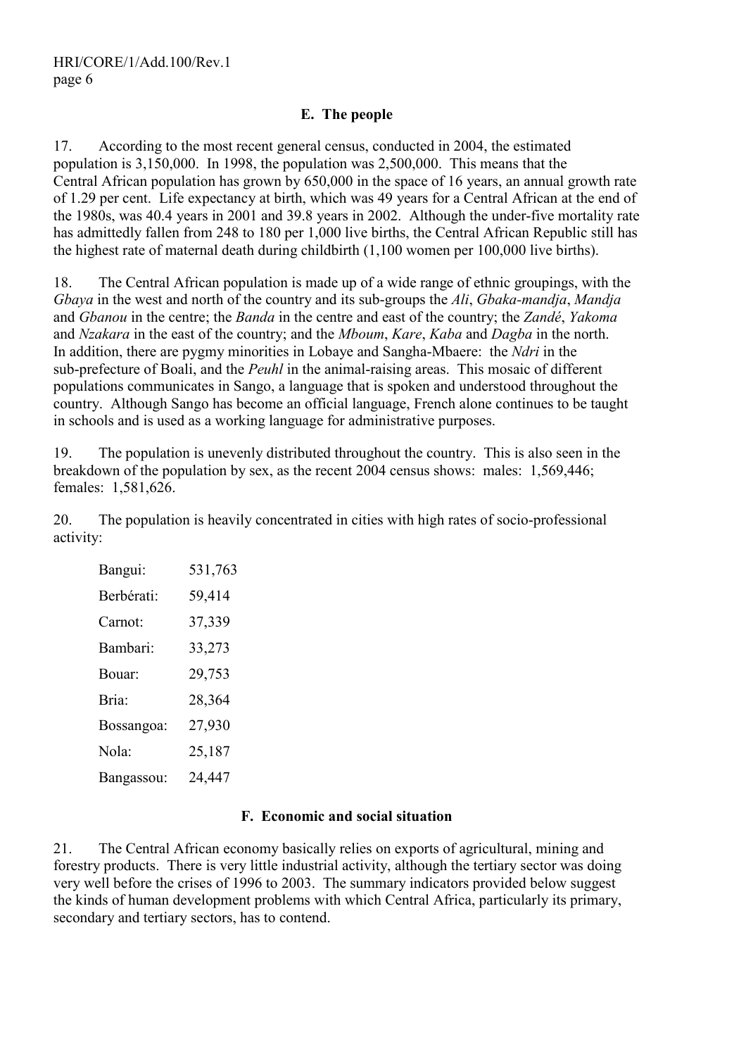### E. The people

17. According to the most recent general census, conducted in 2004, the estimated population is 3,150,000. In 1998, the population was 2,500,000. This means that the Central African population has grown by 650,000 in the space of 16 years, an annual growth rate of 1.29 per cent. Life expectancy at birth, which was 49 years for a Central African at the end of the 1980s, was 40.4 years in 2001 and 39.8 years in 2002. Although the under-five mortality rate has admittedly fallen from 248 to 180 per 1,000 live births, the Central African Republic still has the highest rate of maternal death during childbirth (1,100 women per 100,000 live births).

18. The Central African population is made up of a wide range of ethnic groupings, with the *Gbaya* in the west and north of the country and its sub-groups the *Ali*, *Gbaka-mandja*, *Mandja* and *Gbanou* in the centre; the *Banda* in the centre and east of the country; the *Zandé*, *Yakoma* and *Nzakara* in the east of the country; and the *Mboum*, *Kare*, *Kaba* and *Dagba* in the north. In addition, there are pygmy minorities in Lobaye and Sangha-Mbaere: the *Ndri* in the sub-prefecture of Boali, and the *Peuhl* in the animal-raising areas. This mosaic of different populations communicates in Sango, a language that is spoken and understood throughout the country. Although Sango has become an official language, French alone continues to be taught in schools and is used as a working language for administrative purposes.

19. The population is unevenly distributed throughout the country. This is also seen in the breakdown of the population by sex, as the recent 2004 census shows: males: 1,569,446; females: 1,581,626.

20. The population is heavily concentrated in cities with high rates of socio-professional activity:

| | |
|---|---|
| Bangui: | 531,763 |
| Berbérati: | 59,414 |
| Carnot: | 37,339 |
| Bambari: | 33,273 |
| Bouar: | 29,753 |
| Bria: | 28,364 |
| Bossangoa: | 27,930 |
| Nola: | 25,187 |
| Bangassou: | 24,447 |

### F. Economic and social situation

21. The Central African economy basically relies on exports of agricultural, mining and forestry products. There is very little industrial activity, although the tertiary sector was doing very well before the crises of 1996 to 2003. The summary indicators provided below suggest the kinds of human development problems with which Central Africa, particularly its primary, secondary and tertiary sectors, has to contend.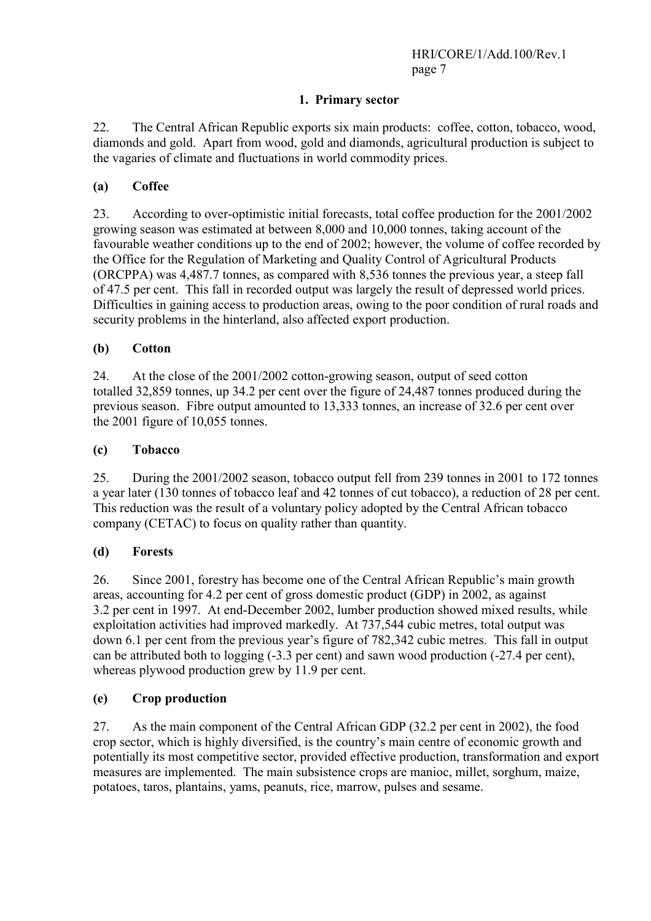### 1. Primary sector

22. The Central African Republic exports six main products: coffee, cotton, tobacco, wood, diamonds and gold. Apart from wood, gold and diamonds, agricultural production is subject to the vagaries of climate and fluctuations in world commodity prices.

#### (a) Coffee

23. According to over-optimistic initial forecasts, total coffee production for the 2001/2002 growing season was estimated at between 8,000 and 10,000 tonnes, taking account of the favourable weather conditions up to the end of 2002; however, the volume of coffee recorded by the Office for the Regulation of Marketing and Quality Control of Agricultural Products (ORCPPA) was 4,487.7 tonnes, as compared with 8,536 tonnes the previous year, a steep fall of 47.5 per cent. This fall in recorded output was largely the result of depressed world prices. Difficulties in gaining access to production areas, owing to the poor condition of rural roads and security problems in the hinterland, also affected export production.

#### (b) Cotton

24. At the close of the 2001/2002 cotton-growing season, output of seed cotton totalled 32,859 tonnes, up 34.2 per cent over the figure of 24,487 tonnes produced during the previous season. Fibre output amounted to 13,333 tonnes, an increase of 32.6 per cent over the 2001 figure of 10,055 tonnes.

#### (c) Tobacco

25. During the 2001/2002 season, tobacco output fell from 239 tonnes in 2001 to 172 tonnes a year later (130 tonnes of tobacco leaf and 42 tonnes of cut tobacco), a reduction of 28 per cent. This reduction was the result of a voluntary policy adopted by the Central African tobacco company (CETAC) to focus on quality rather than quantity.

#### (d) Forests

26. Since 2001, forestry has become one of the Central African Republic's main growth areas, accounting for 4.2 per cent of gross domestic product (GDP) in 2002, as against 3.2 per cent in 1997. At end-December 2002, lumber production showed mixed results, while exploitation activities had improved markedly. At 737,544 cubic metres, total output was down 6.1 per cent from the previous year's figure of 782,342 cubic metres. This fall in output can be attributed both to logging (-3.3 per cent) and sawn wood production (-27.4 per cent), whereas plywood production grew by 11.9 per cent.

#### (e) Crop production

27. As the main component of the Central African GDP (32.2 per cent in 2002), the food crop sector, which is highly diversified, is the country's main centre of economic growth and potentially its most competitive sector, provided effective production, transformation and export measures are implemented. The main subsistence crops are manioc, millet, sorghum, maize, potatoes, taros, plantains, yams, peanuts, rice, marrow, pulses and sesame.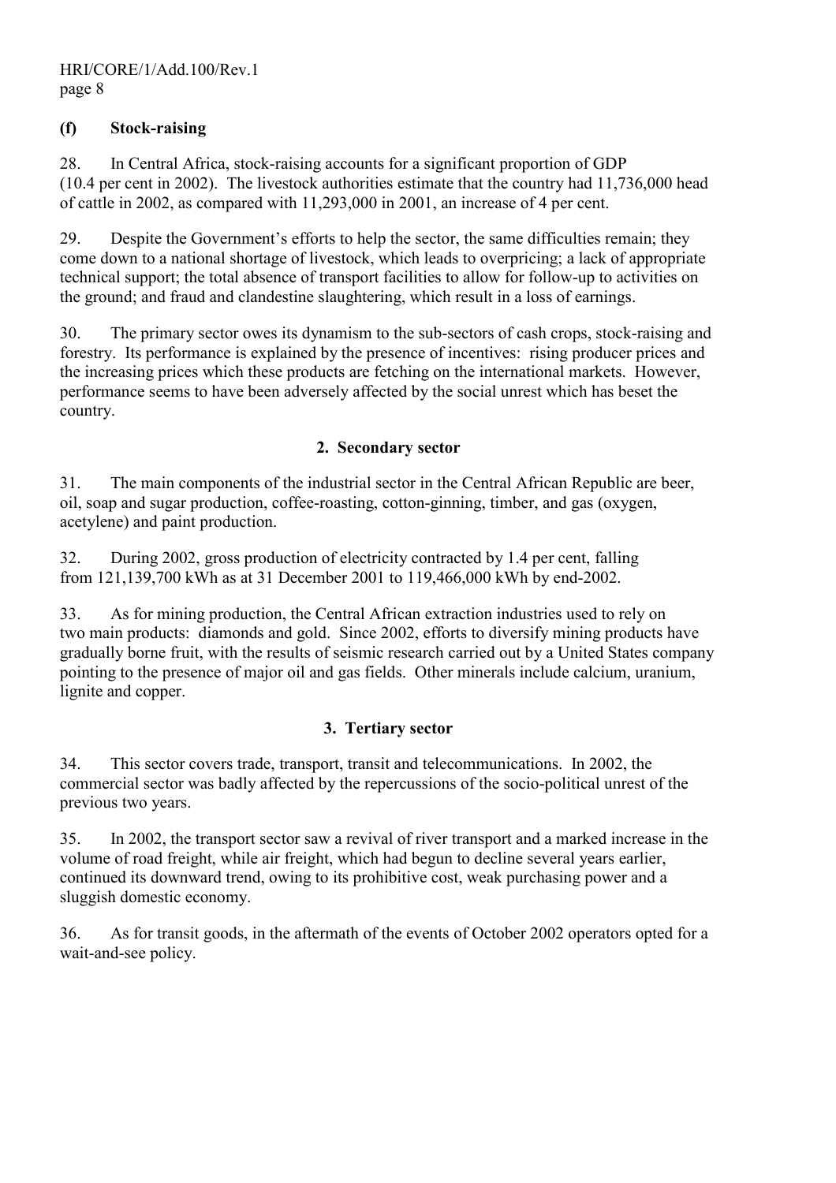### (f) Stock-raising

28. In Central Africa, stock-raising accounts for a significant proportion of GDP (10.4 per cent in 2002). The livestock authorities estimate that the country had 11,736,000 head of cattle in 2002, as compared with 11,293,000 in 2001, an increase of 4 per cent.

29. Despite the Government's efforts to help the sector, the same difficulties remain; they come down to a national shortage of livestock, which leads to overpricing; a lack of appropriate technical support; the total absence of transport facilities to allow for follow-up to activities on the ground; and fraud and clandestine slaughtering, which result in a loss of earnings.

30. The primary sector owes its dynamism to the sub-sectors of cash crops, stock-raising and forestry. Its performance is explained by the presence of incentives: rising producer prices and the increasing prices which these products are fetching on the international markets. However, performance seems to have been adversely affected by the social unrest which has beset the country.

## 2. Secondary sector

31. The main components of the industrial sector in the Central African Republic are beer, oil, soap and sugar production, coffee-roasting, cotton-ginning, timber, and gas (oxygen, acetylene) and paint production.

32. During 2002, gross production of electricity contracted by 1.4 per cent, falling from 121,139,700 kWh as at 31 December 2001 to 119,466,000 kWh by end-2002.

33. As for mining production, the Central African extraction industries used to rely on two main products: diamonds and gold. Since 2002, efforts to diversify mining products have gradually borne fruit, with the results of seismic research carried out by a United States company pointing to the presence of major oil and gas fields. Other minerals include calcium, uranium, lignite and copper.

## 3. Tertiary sector

34. This sector covers trade, transport, transit and telecommunications. In 2002, the commercial sector was badly affected by the repercussions of the socio-political unrest of the previous two years.

35. In 2002, the transport sector saw a revival of river transport and a marked increase in the volume of road freight, while air freight, which had begun to decline several years earlier, continued its downward trend, owing to its prohibitive cost, weak purchasing power and a sluggish domestic economy.

36. As for transit goods, in the aftermath of the events of October 2002 operators opted for a wait-and-see policy.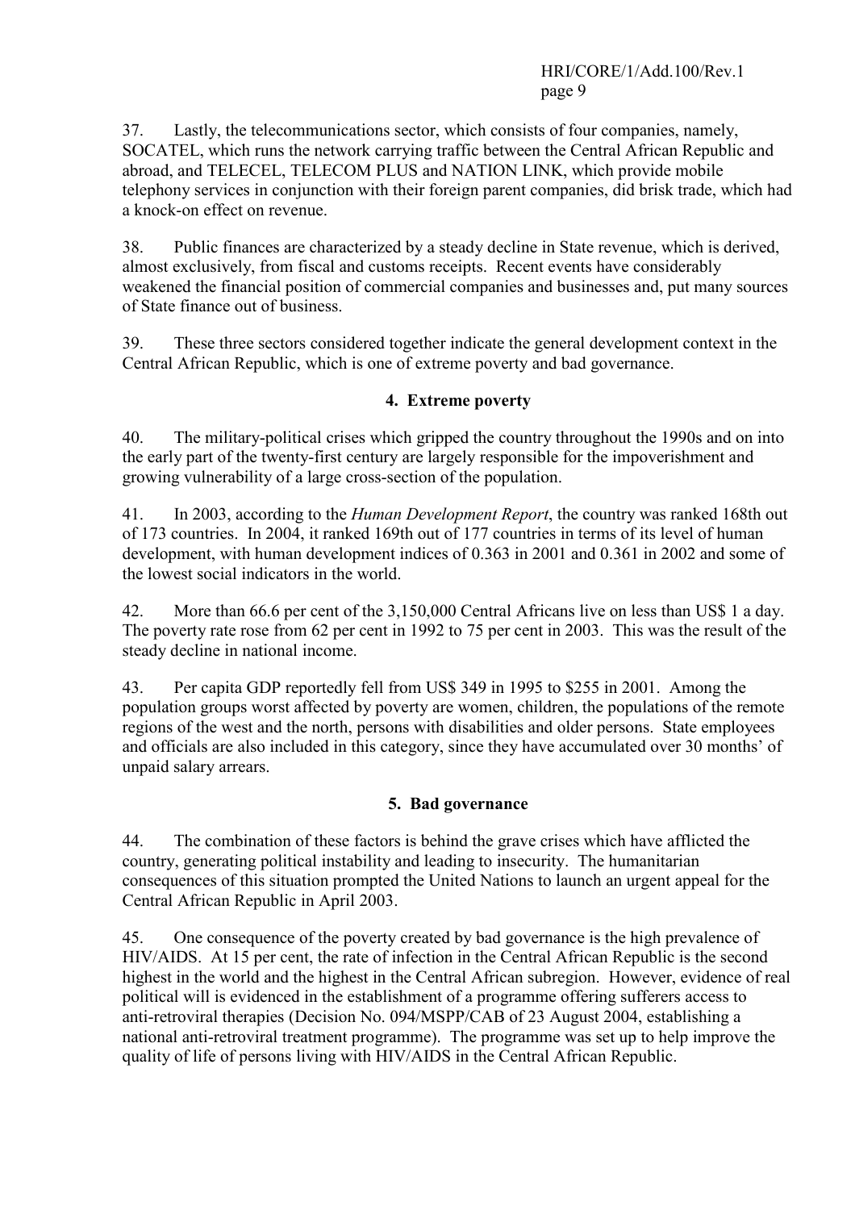37. Lastly, the telecommunications sector, which consists of four companies, namely, SOCATEL, which runs the network carrying traffic between the Central African Republic and abroad, and TELECEL, TELECOM PLUS and NATION LINK, which provide mobile telephony services in conjunction with their foreign parent companies, did brisk trade, which had a knock-on effect on revenue.

38. Public finances are characterized by a steady decline in State revenue, which is derived, almost exclusively, from fiscal and customs receipts. Recent events have considerably weakened the financial position of commercial companies and businesses and, put many sources of State finance out of business.

39. These three sectors considered together indicate the general development context in the Central African Republic, which is one of extreme poverty and bad governance.

### 4. Extreme poverty

40. The military-political crises which gripped the country throughout the 1990s and on into the early part of the twenty-first century are largely responsible for the impoverishment and growing vulnerability of a large cross-section of the population.

41. In 2003, according to the *Human Development Report*, the country was ranked 168th out of 173 countries. In 2004, it ranked 169th out of 177 countries in terms of its level of human development, with human development indices of 0.363 in 2001 and 0.361 in 2002 and some of the lowest social indicators in the world.

42. More than 66.6 per cent of the 3,150,000 Central Africans live on less than US$ 1 a day. The poverty rate rose from 62 per cent in 1992 to 75 per cent in 2003. This was the result of the steady decline in national income.

43. Per capita GDP reportedly fell from US$ 349 in 1995 to $255 in 2001. Among the population groups worst affected by poverty are women, children, the populations of the remote regions of the west and the north, persons with disabilities and older persons. State employees and officials are also included in this category, since they have accumulated over 30 months' of unpaid salary arrears.

### 5. Bad governance

44. The combination of these factors is behind the grave crises which have afflicted the country, generating political instability and leading to insecurity. The humanitarian consequences of this situation prompted the United Nations to launch an urgent appeal for the Central African Republic in April 2003.

45. One consequence of the poverty created by bad governance is the high prevalence of HIV/AIDS. At 15 per cent, the rate of infection in the Central African Republic is the second highest in the world and the highest in the Central African subregion. However, evidence of real political will is evidenced in the establishment of a programme offering sufferers access to anti-retroviral therapies (Decision No. 094/MSPP/CAB of 23 August 2004, establishing a national anti-retroviral treatment programme). The programme was set up to help improve the quality of life of persons living with HIV/AIDS in the Central African Republic.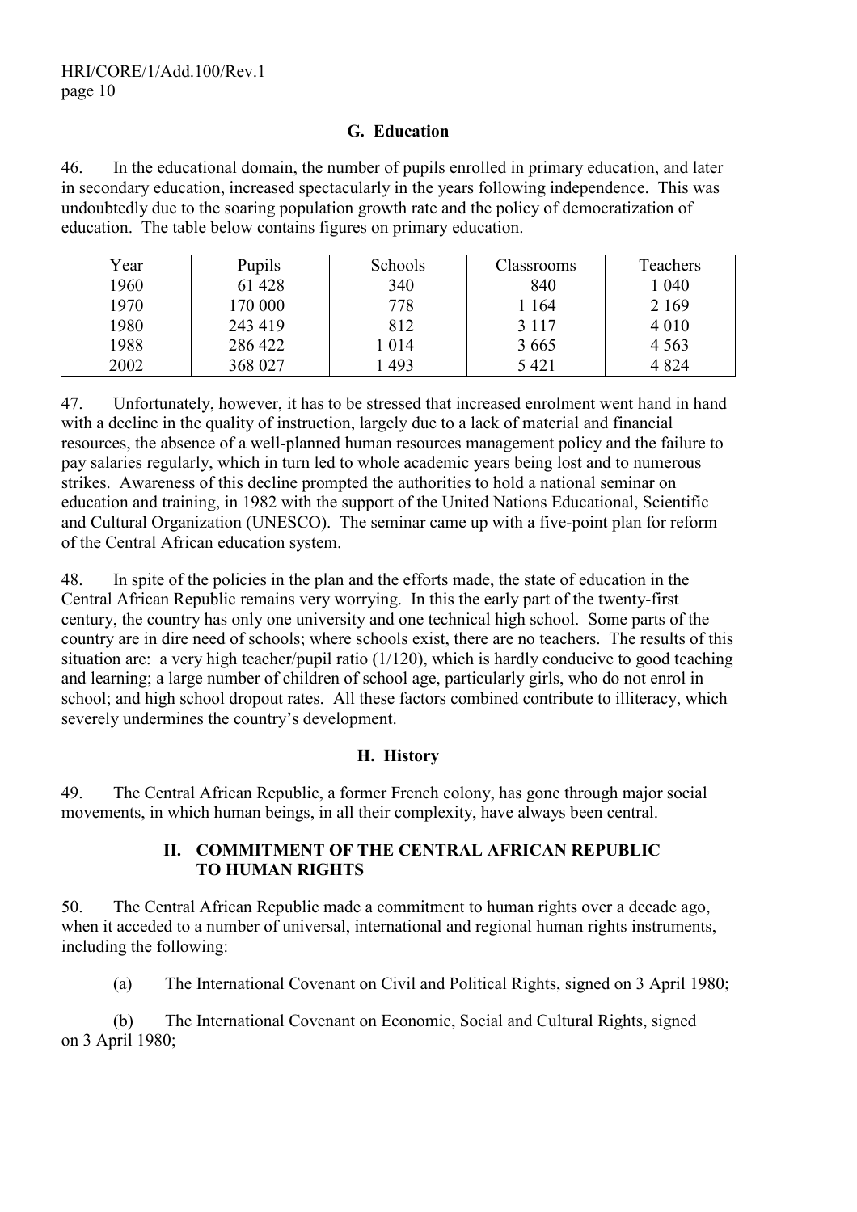### G. Education

46. In the educational domain, the number of pupils enrolled in primary education, and later in secondary education, increased spectacularly in the years following independence. This was undoubtedly due to the soaring population growth rate and the policy of democratization of education. The table below contains figures on primary education.

| Year | Pupils | Schools | Classrooms | Teachers |
|---|---|---|---|---|
| 1960 | 61 428 | 340 | 840 | 1 040 |
| 1970 | 170 000 | 778 | 1 164 | 2 169 |
| 1980 | 243 419 | 812 | 3 117 | 4 010 |
| 1988 | 286 422 | 1 014 | 3 665 | 4 563 |
| 2002 | 368 027 | 1 493 | 5 421 | 4 824 |

47. Unfortunately, however, it has to be stressed that increased enrolment went hand in hand with a decline in the quality of instruction, largely due to a lack of material and financial resources, the absence of a well-planned human resources management policy and the failure to pay salaries regularly, which in turn led to whole academic years being lost and to numerous strikes. Awareness of this decline prompted the authorities to hold a national seminar on education and training, in 1982 with the support of the United Nations Educational, Scientific and Cultural Organization (UNESCO). The seminar came up with a five-point plan for reform of the Central African education system.

48. In spite of the policies in the plan and the efforts made, the state of education in the Central African Republic remains very worrying. In this the early part of the twenty-first century, the country has only one university and one technical high school. Some parts of the country are in dire need of schools; where schools exist, there are no teachers. The results of this situation are: a very high teacher/pupil ratio (1/120), which is hardly conducive to good teaching and learning; a large number of children of school age, particularly girls, who do not enrol in school; and high school dropout rates. All these factors combined contribute to illiteracy, which severely undermines the country's development.

### H. History

49. The Central African Republic, a former French colony, has gone through major social movements, in which human beings, in all their complexity, have always been central.

## II. COMMITMENT OF THE CENTRAL AFRICAN REPUBLIC TO HUMAN RIGHTS

50. The Central African Republic made a commitment to human rights over a decade ago, when it acceded to a number of universal, international and regional human rights instruments, including the following:

(a) The International Covenant on Civil and Political Rights, signed on 3 April 1980;

(b) The International Covenant on Economic, Social and Cultural Rights, signed on 3 April 1980;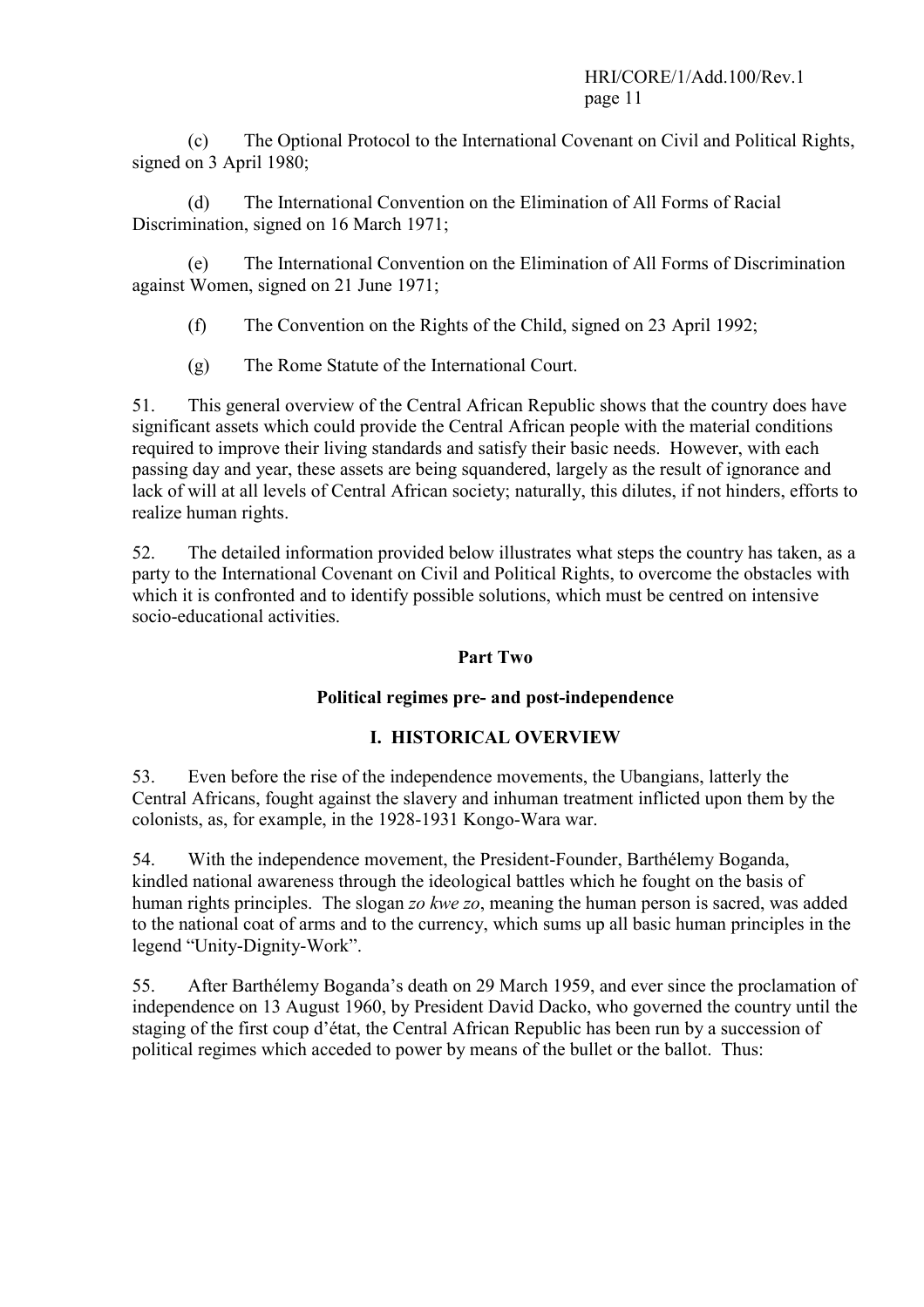(c) The Optional Protocol to the International Covenant on Civil and Political Rights, signed on 3 April 1980;

(d) The International Convention on the Elimination of All Forms of Racial Discrimination, signed on 16 March 1971;

(e) The International Convention on the Elimination of All Forms of Discrimination against Women, signed on 21 June 1971;

(f) The Convention on the Rights of the Child, signed on 23 April 1992;

(g) The Rome Statute of the International Court.

51. This general overview of the Central African Republic shows that the country does have significant assets which could provide the Central African people with the material conditions required to improve their living standards and satisfy their basic needs. However, with each passing day and year, these assets are being squandered, largely as the result of ignorance and lack of will at all levels of Central African society; naturally, this dilutes, if not hinders, efforts to realize human rights.

52. The detailed information provided below illustrates what steps the country has taken, as a party to the International Covenant on Civil and Political Rights, to overcome the obstacles with which it is confronted and to identify possible solutions, which must be centred on intensive socio-educational activities.

## Part Two

## Political regimes pre- and post-independence

### I. HISTORICAL OVERVIEW

53. Even before the rise of the independence movements, the Ubangians, latterly the Central Africans, fought against the slavery and inhuman treatment inflicted upon them by the colonists, as, for example, in the 1928-1931 Kongo-Wara war.

54. With the independence movement, the President-Founder, Barthélemy Boganda, kindled national awareness through the ideological battles which he fought on the basis of human rights principles. The slogan *zo kwe zo*, meaning the human person is sacred, was added to the national coat of arms and to the currency, which sums up all basic human principles in the legend "Unity-Dignity-Work".

55. After Barthélemy Boganda's death on 29 March 1959, and ever since the proclamation of independence on 13 August 1960, by President David Dacko, who governed the country until the staging of the first coup d'état, the Central African Republic has been run by a succession of political regimes which acceded to power by means of the bullet or the ballot. Thus: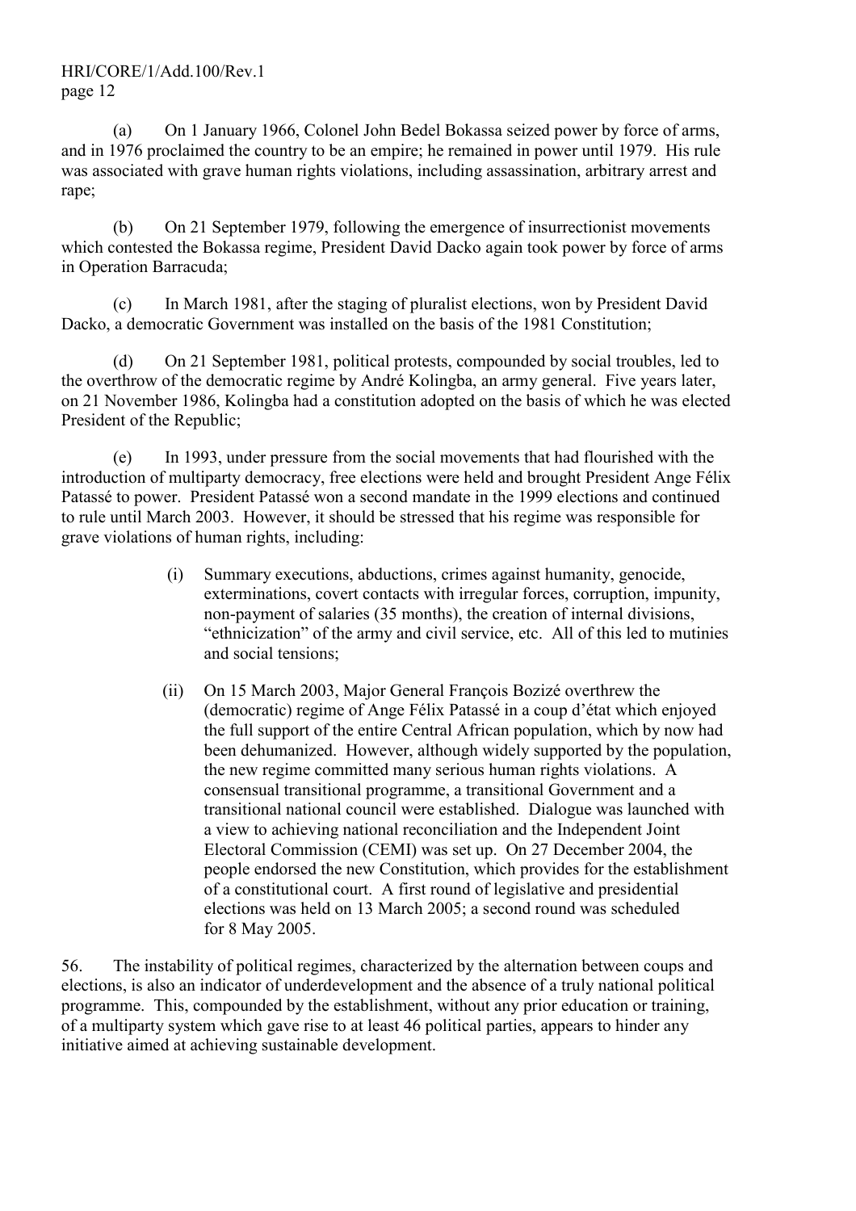(a) On 1 January 1966, Colonel John Bedel Bokassa seized power by force of arms, and in 1976 proclaimed the country to be an empire; he remained in power until 1979. His rule was associated with grave human rights violations, including assassination, arbitrary arrest and rape;

(b) On 21 September 1979, following the emergence of insurrectionist movements which contested the Bokassa regime, President David Dacko again took power by force of arms in Operation Barracuda;

(c) In March 1981, after the staging of pluralist elections, won by President David Dacko, a democratic Government was installed on the basis of the 1981 Constitution;

(d) On 21 September 1981, political protests, compounded by social troubles, led to the overthrow of the democratic regime by André Kolingba, an army general. Five years later, on 21 November 1986, Kolingba had a constitution adopted on the basis of which he was elected President of the Republic;

(e) In 1993, under pressure from the social movements that had flourished with the introduction of multiparty democracy, free elections were held and brought President Ange Félix Patassé to power. President Patassé won a second mandate in the 1999 elections and continued to rule until March 2003. However, it should be stressed that his regime was responsible for grave violations of human rights, including:

> (i) Summary executions, abductions, crimes against humanity, genocide, exterminations, covert contacts with irregular forces, corruption, impunity, non-payment of salaries (35 months), the creation of internal divisions, "ethnicization" of the army and civil service, etc. All of this led to mutinies and social tensions;
>
> (ii) On 15 March 2003, Major General François Bozizé overthrew the (democratic) regime of Ange Félix Patassé in a coup d'état which enjoyed the full support of the entire Central African population, which by now had been dehumanized. However, although widely supported by the population, the new regime committed many serious human rights violations. A consensual transitional programme, a transitional Government and a transitional national council were established. Dialogue was launched with a view to achieving national reconciliation and the Independent Joint Electoral Commission (CEMI) was set up. On 27 December 2004, the people endorsed the new Constitution, which provides for the establishment of a constitutional court. A first round of legislative and presidential elections was held on 13 March 2005; a second round was scheduled for 8 May 2005.

56. The instability of political regimes, characterized by the alternation between coups and elections, is also an indicator of underdevelopment and the absence of a truly national political programme. This, compounded by the establishment, without any prior education or training, of a multiparty system which gave rise to at least 46 political parties, appears to hinder any initiative aimed at achieving sustainable development.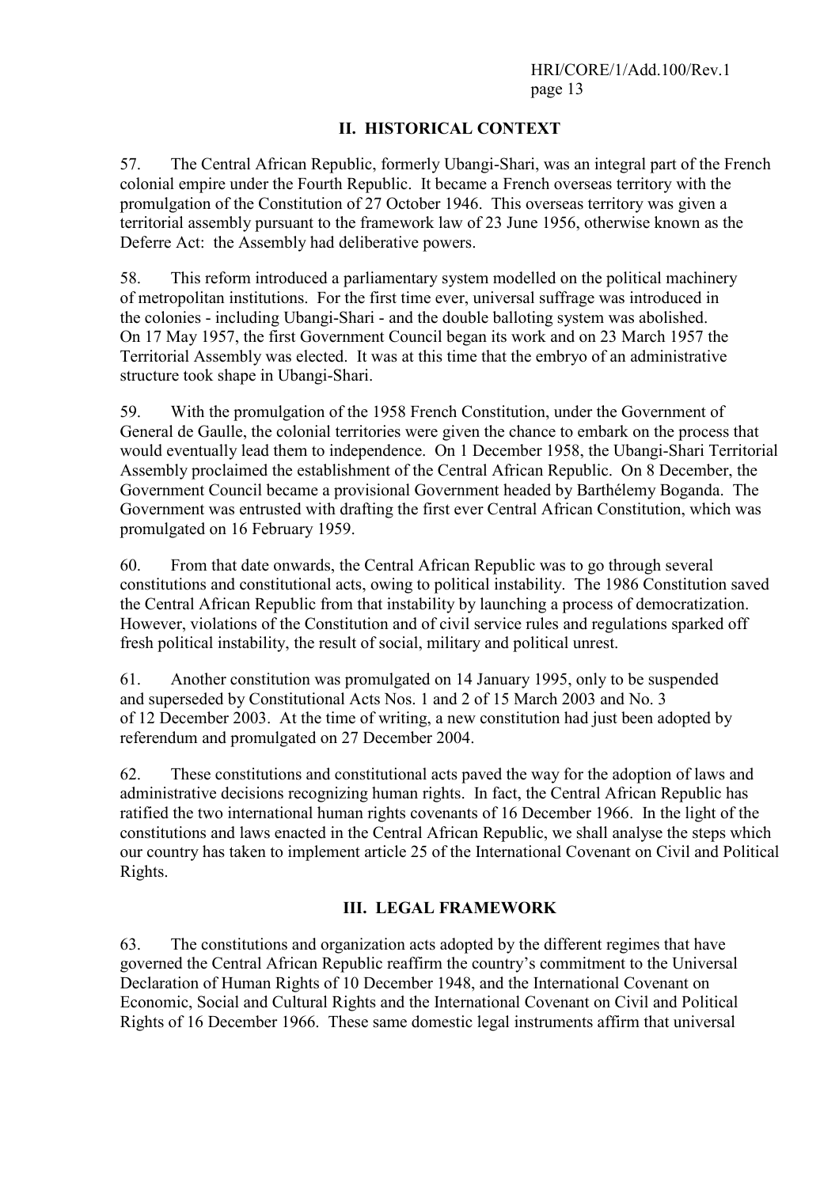## II. HISTORICAL CONTEXT

57. The Central African Republic, formerly Ubangi-Shari, was an integral part of the French colonial empire under the Fourth Republic. It became a French overseas territory with the promulgation of the Constitution of 27 October 1946. This overseas territory was given a territorial assembly pursuant to the framework law of 23 June 1956, otherwise known as the Deferre Act: the Assembly had deliberative powers.

58. This reform introduced a parliamentary system modelled on the political machinery of metropolitan institutions. For the first time ever, universal suffrage was introduced in the colonies - including Ubangi-Shari - and the double balloting system was abolished. On 17 May 1957, the first Government Council began its work and on 23 March 1957 the Territorial Assembly was elected. It was at this time that the embryo of an administrative structure took shape in Ubangi-Shari.

59. With the promulgation of the 1958 French Constitution, under the Government of General de Gaulle, the colonial territories were given the chance to embark on the process that would eventually lead them to independence. On 1 December 1958, the Ubangi-Shari Territorial Assembly proclaimed the establishment of the Central African Republic. On 8 December, the Government Council became a provisional Government headed by Barthélemy Boganda. The Government was entrusted with drafting the first ever Central African Constitution, which was promulgated on 16 February 1959.

60. From that date onwards, the Central African Republic was to go through several constitutions and constitutional acts, owing to political instability. The 1986 Constitution saved the Central African Republic from that instability by launching a process of democratization. However, violations of the Constitution and of civil service rules and regulations sparked off fresh political instability, the result of social, military and political unrest.

61. Another constitution was promulgated on 14 January 1995, only to be suspended and superseded by Constitutional Acts Nos. 1 and 2 of 15 March 2003 and No. 3 of 12 December 2003. At the time of writing, a new constitution had just been adopted by referendum and promulgated on 27 December 2004.

62. These constitutions and constitutional acts paved the way for the adoption of laws and administrative decisions recognizing human rights. In fact, the Central African Republic has ratified the two international human rights covenants of 16 December 1966. In the light of the constitutions and laws enacted in the Central African Republic, we shall analyse the steps which our country has taken to implement article 25 of the International Covenant on Civil and Political Rights.

## III. LEGAL FRAMEWORK

63. The constitutions and organization acts adopted by the different regimes that have governed the Central African Republic reaffirm the country's commitment to the Universal Declaration of Human Rights of 10 December 1948, and the International Covenant on Economic, Social and Cultural Rights and the International Covenant on Civil and Political Rights of 16 December 1966. These same domestic legal instruments affirm that universal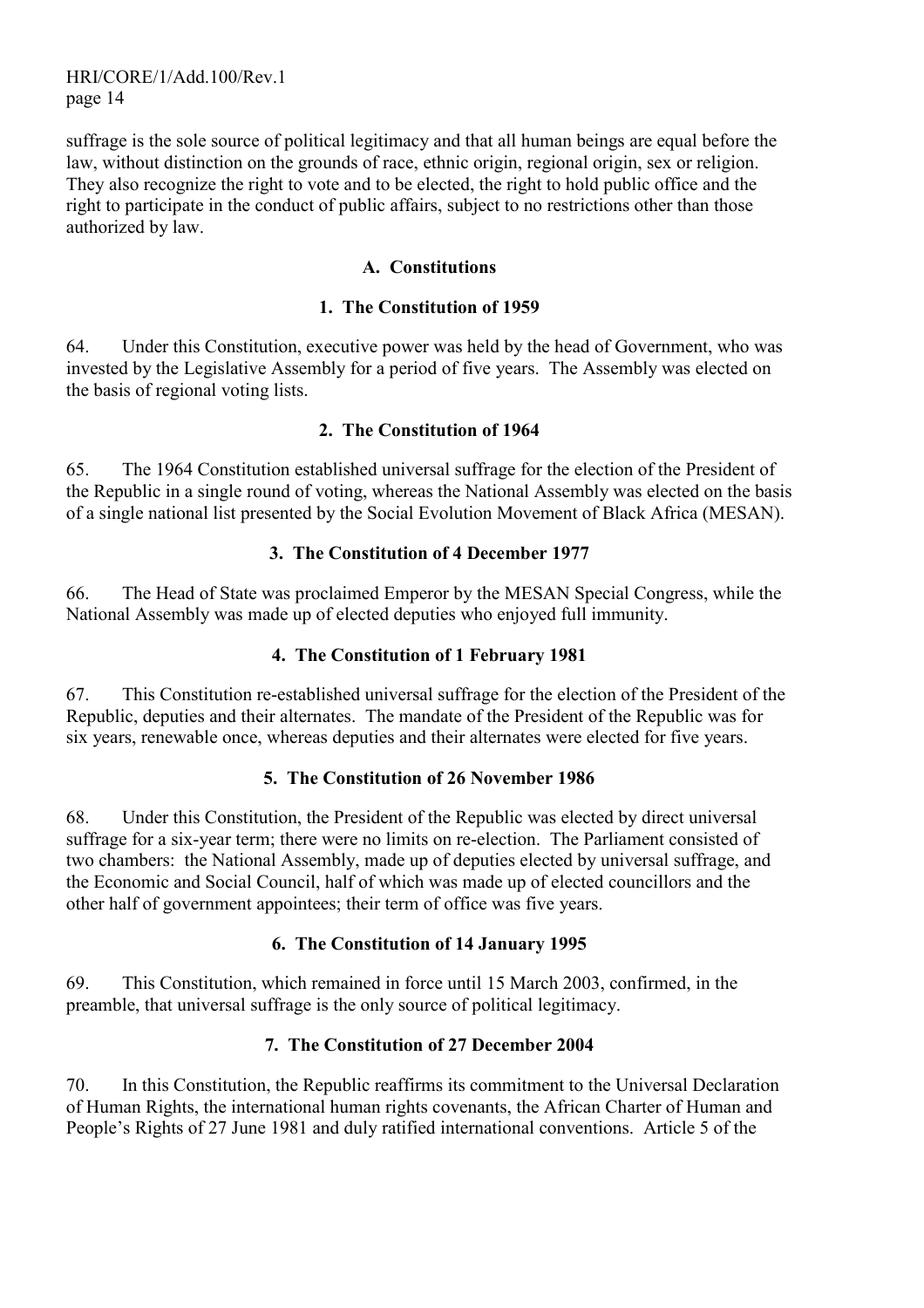suffrage is the sole source of political legitimacy and that all human beings are equal before the law, without distinction on the grounds of race, ethnic origin, regional origin, sex or religion. They also recognize the right to vote and to be elected, the right to hold public office and the right to participate in the conduct of public affairs, subject to no restrictions other than those authorized by law.

## A. Constitutions

### 1. The Constitution of 1959

64. Under this Constitution, executive power was held by the head of Government, who was invested by the Legislative Assembly for a period of five years. The Assembly was elected on the basis of regional voting lists.

### 2. The Constitution of 1964

65. The 1964 Constitution established universal suffrage for the election of the President of the Republic in a single round of voting, whereas the National Assembly was elected on the basis of a single national list presented by the Social Evolution Movement of Black Africa (MESAN).

### 3. The Constitution of 4 December 1977

66. The Head of State was proclaimed Emperor by the MESAN Special Congress, while the National Assembly was made up of elected deputies who enjoyed full immunity.

### 4. The Constitution of 1 February 1981

67. This Constitution re-established universal suffrage for the election of the President of the Republic, deputies and their alternates. The mandate of the President of the Republic was for six years, renewable once, whereas deputies and their alternates were elected for five years.

### 5. The Constitution of 26 November 1986

68. Under this Constitution, the President of the Republic was elected by direct universal suffrage for a six-year term; there were no limits on re-election. The Parliament consisted of two chambers: the National Assembly, made up of deputies elected by universal suffrage, and the Economic and Social Council, half of which was made up of elected councillors and the other half of government appointees; their term of office was five years.

### 6. The Constitution of 14 January 1995

69. This Constitution, which remained in force until 15 March 2003, confirmed, in the preamble, that universal suffrage is the only source of political legitimacy.

### 7. The Constitution of 27 December 2004

70. In this Constitution, the Republic reaffirms its commitment to the Universal Declaration of Human Rights, the international human rights covenants, the African Charter of Human and People's Rights of 27 June 1981 and duly ratified international conventions. Article 5 of the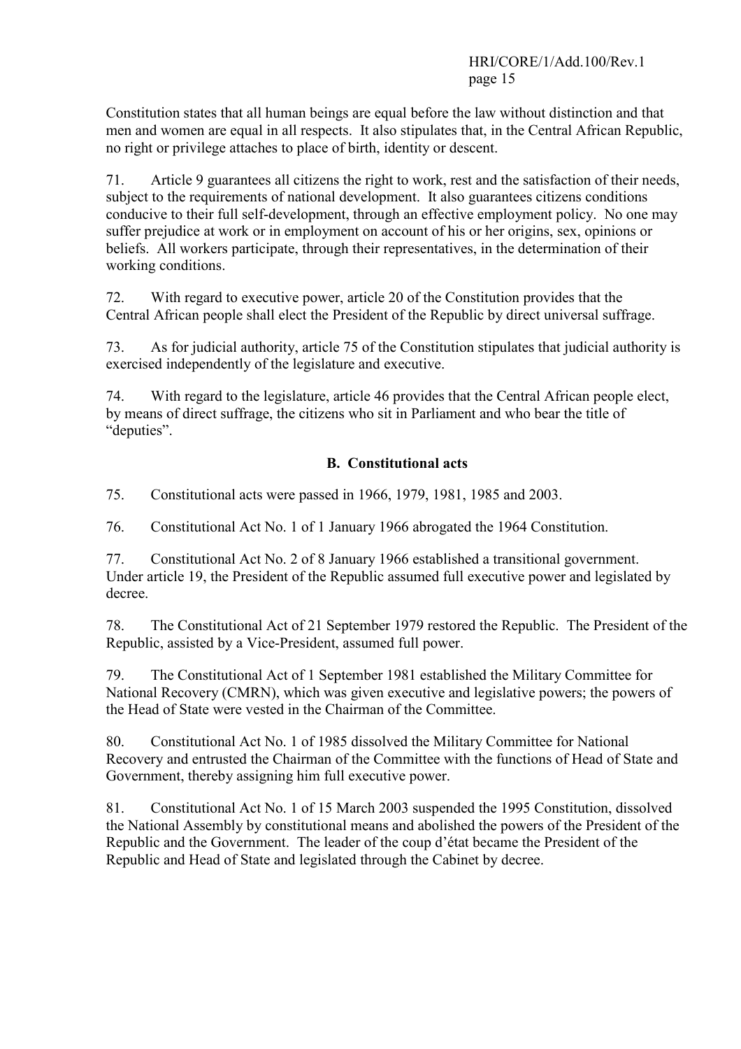Constitution states that all human beings are equal before the law without distinction and that men and women are equal in all respects. It also stipulates that, in the Central African Republic, no right or privilege attaches to place of birth, identity or descent.

71. Article 9 guarantees all citizens the right to work, rest and the satisfaction of their needs, subject to the requirements of national development. It also guarantees citizens conditions conducive to their full self-development, through an effective employment policy. No one may suffer prejudice at work or in employment on account of his or her origins, sex, opinions or beliefs. All workers participate, through their representatives, in the determination of their working conditions.

72. With regard to executive power, article 20 of the Constitution provides that the Central African people shall elect the President of the Republic by direct universal suffrage.

73. As for judicial authority, article 75 of the Constitution stipulates that judicial authority is exercised independently of the legislature and executive.

74. With regard to the legislature, article 46 provides that the Central African people elect, by means of direct suffrage, the citizens who sit in Parliament and who bear the title of "deputies".

### B. Constitutional acts

75. Constitutional acts were passed in 1966, 1979, 1981, 1985 and 2003.

76. Constitutional Act No. 1 of 1 January 1966 abrogated the 1964 Constitution.

77. Constitutional Act No. 2 of 8 January 1966 established a transitional government. Under article 19, the President of the Republic assumed full executive power and legislated by decree.

78. The Constitutional Act of 21 September 1979 restored the Republic. The President of the Republic, assisted by a Vice-President, assumed full power.

79. The Constitutional Act of 1 September 1981 established the Military Committee for National Recovery (CMRN), which was given executive and legislative powers; the powers of the Head of State were vested in the Chairman of the Committee.

80. Constitutional Act No. 1 of 1985 dissolved the Military Committee for National Recovery and entrusted the Chairman of the Committee with the functions of Head of State and Government, thereby assigning him full executive power.

81. Constitutional Act No. 1 of 15 March 2003 suspended the 1995 Constitution, dissolved the National Assembly by constitutional means and abolished the powers of the President of the Republic and the Government. The leader of the coup d'état became the President of the Republic and Head of State and legislated through the Cabinet by decree.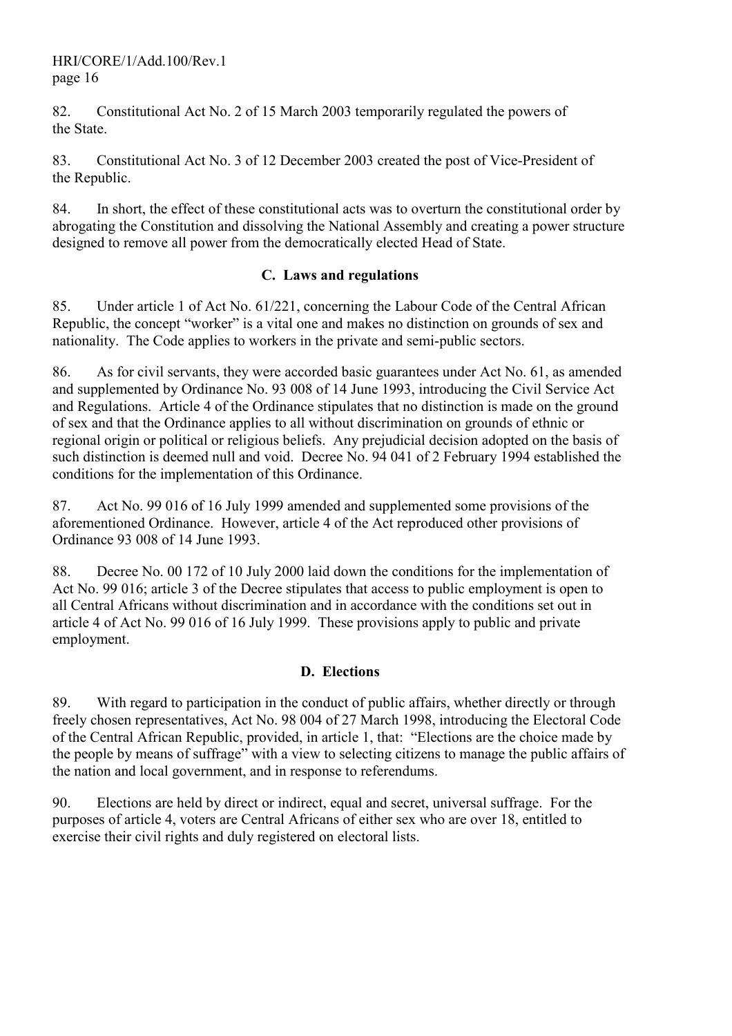82. Constitutional Act No. 2 of 15 March 2003 temporarily regulated the powers of the State.

83. Constitutional Act No. 3 of 12 December 2003 created the post of Vice-President of the Republic.

84. In short, the effect of these constitutional acts was to overturn the constitutional order by abrogating the Constitution and dissolving the National Assembly and creating a power structure designed to remove all power from the democratically elected Head of State.

### C. Laws and regulations

85. Under article 1 of Act No. 61/221, concerning the Labour Code of the Central African Republic, the concept "worker" is a vital one and makes no distinction on grounds of sex and nationality. The Code applies to workers in the private and semi-public sectors.

86. As for civil servants, they were accorded basic guarantees under Act No. 61, as amended and supplemented by Ordinance No. 93 008 of 14 June 1993, introducing the Civil Service Act and Regulations. Article 4 of the Ordinance stipulates that no distinction is made on the ground of sex and that the Ordinance applies to all without discrimination on grounds of ethnic or regional origin or political or religious beliefs. Any prejudicial decision adopted on the basis of such distinction is deemed null and void. Decree No. 94 041 of 2 February 1994 established the conditions for the implementation of this Ordinance.

87. Act No. 99 016 of 16 July 1999 amended and supplemented some provisions of the aforementioned Ordinance. However, article 4 of the Act reproduced other provisions of Ordinance 93 008 of 14 June 1993.

88. Decree No. 00 172 of 10 July 2000 laid down the conditions for the implementation of Act No. 99 016; article 3 of the Decree stipulates that access to public employment is open to all Central Africans without discrimination and in accordance with the conditions set out in article 4 of Act No. 99 016 of 16 July 1999. These provisions apply to public and private employment.

### D. Elections

89. With regard to participation in the conduct of public affairs, whether directly or through freely chosen representatives, Act No. 98 004 of 27 March 1998, introducing the Electoral Code of the Central African Republic, provided, in article 1, that: "Elections are the choice made by the people by means of suffrage" with a view to selecting citizens to manage the public affairs of the nation and local government, and in response to referendums.

90. Elections are held by direct or indirect, equal and secret, universal suffrage. For the purposes of article 4, voters are Central Africans of either sex who are over 18, entitled to exercise their civil rights and duly registered on electoral lists.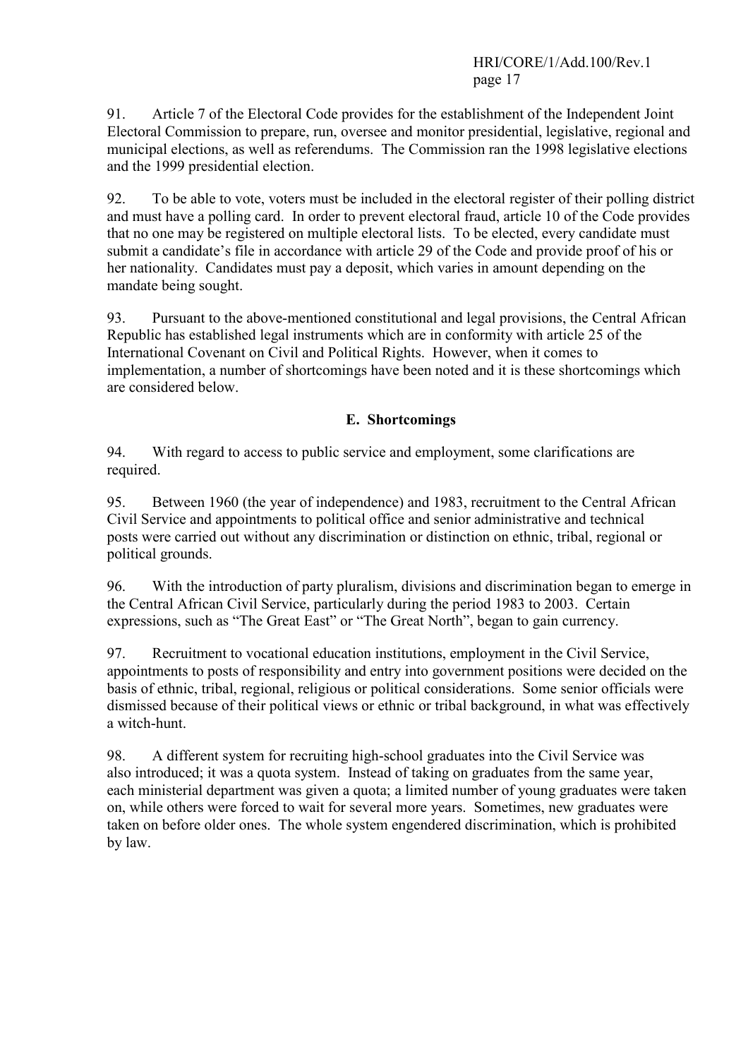91. Article 7 of the Electoral Code provides for the establishment of the Independent Joint Electoral Commission to prepare, run, oversee and monitor presidential, legislative, regional and municipal elections, as well as referendums. The Commission ran the 1998 legislative elections and the 1999 presidential election.

92. To be able to vote, voters must be included in the electoral register of their polling district and must have a polling card. In order to prevent electoral fraud, article 10 of the Code provides that no one may be registered on multiple electoral lists. To be elected, every candidate must submit a candidate's file in accordance with article 29 of the Code and provide proof of his or her nationality. Candidates must pay a deposit, which varies in amount depending on the mandate being sought.

93. Pursuant to the above-mentioned constitutional and legal provisions, the Central African Republic has established legal instruments which are in conformity with article 25 of the International Covenant on Civil and Political Rights. However, when it comes to implementation, a number of shortcomings have been noted and it is these shortcomings which are considered below.

## E. Shortcomings

94. With regard to access to public service and employment, some clarifications are required.

95. Between 1960 (the year of independence) and 1983, recruitment to the Central African Civil Service and appointments to political office and senior administrative and technical posts were carried out without any discrimination or distinction on ethnic, tribal, regional or political grounds.

96. With the introduction of party pluralism, divisions and discrimination began to emerge in the Central African Civil Service, particularly during the period 1983 to 2003. Certain expressions, such as "The Great East" or "The Great North", began to gain currency.

97. Recruitment to vocational education institutions, employment in the Civil Service, appointments to posts of responsibility and entry into government positions were decided on the basis of ethnic, tribal, regional, religious or political considerations. Some senior officials were dismissed because of their political views or ethnic or tribal background, in what was effectively a witch-hunt.

98. A different system for recruiting high-school graduates into the Civil Service was also introduced; it was a quota system. Instead of taking on graduates from the same year, each ministerial department was given a quota; a limited number of young graduates were taken on, while others were forced to wait for several more years. Sometimes, new graduates were taken on before older ones. The whole system engendered discrimination, which is prohibited by law.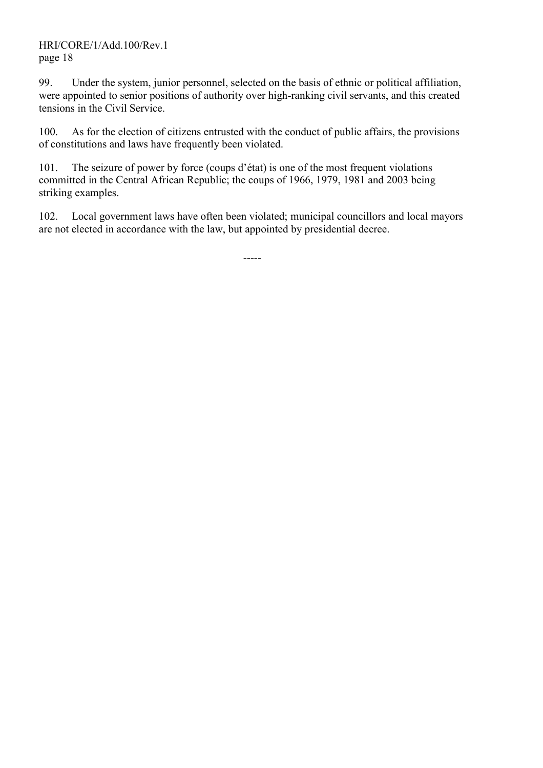99. Under the system, junior personnel, selected on the basis of ethnic or political affiliation, were appointed to senior positions of authority over high-ranking civil servants, and this created tensions in the Civil Service.

100. As for the election of citizens entrusted with the conduct of public affairs, the provisions of constitutions and laws have frequently been violated.

101. The seizure of power by force (coups d'état) is one of the most frequent violations committed in the Central African Republic; the coups of 1966, 1979, 1981 and 2003 being striking examples.

102. Local government laws have often been violated; municipal councillors and local mayors are not elected in accordance with the law, but appointed by presidential decree.

-----